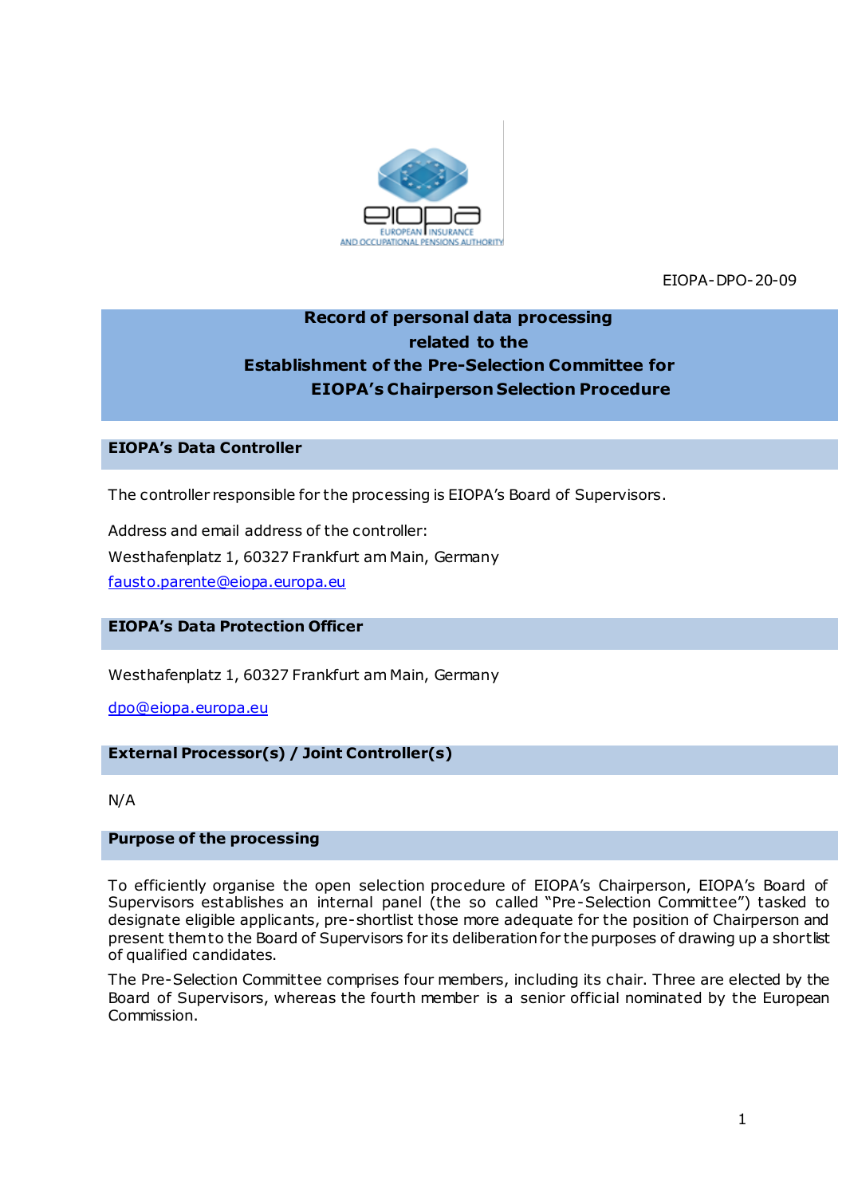EIOPA-DPO-20-09

# Record of personal data processing related to the Establishment of the Pre-Selection Committee for EIOPA's Chairperson Selection Procedure

## EIOPA's Data Controller

The controller responsible for the processing is EIOPA's Board of Supervisors.

Address and email address of the controller:

Westhafenplatz 1, 60327 Frankfurt am Main, Germany

fausto.parente@eiopa.europa.eu

## EIOPA's Data Protection Officer

Westhafenplatz 1, 60327 Frankfurt am Main, Germany

dpo@eiopa.europa.eu

## External Processor(s) / Joint Controller(s)

N/A

## Purpose of the processing

To efficiently organise the open selection procedure of EIOPA's Chairperson, EIOPA's Board of Supervisors establishes an internal panel (the so called "Pre-Selection Committee") tasked to designate eligible applicants, pre-shortlist those more adequate for the position of Chairperson and present them to the Board of Supervisors for its deliberation for the purposes of drawing up a shortlist of qualified candidates.

The Pre-Selection Committee comprises four members, including its chair. Three are elected by the Board of Supervisors, whereas the fourth member is a senior official nominated by the European Commission.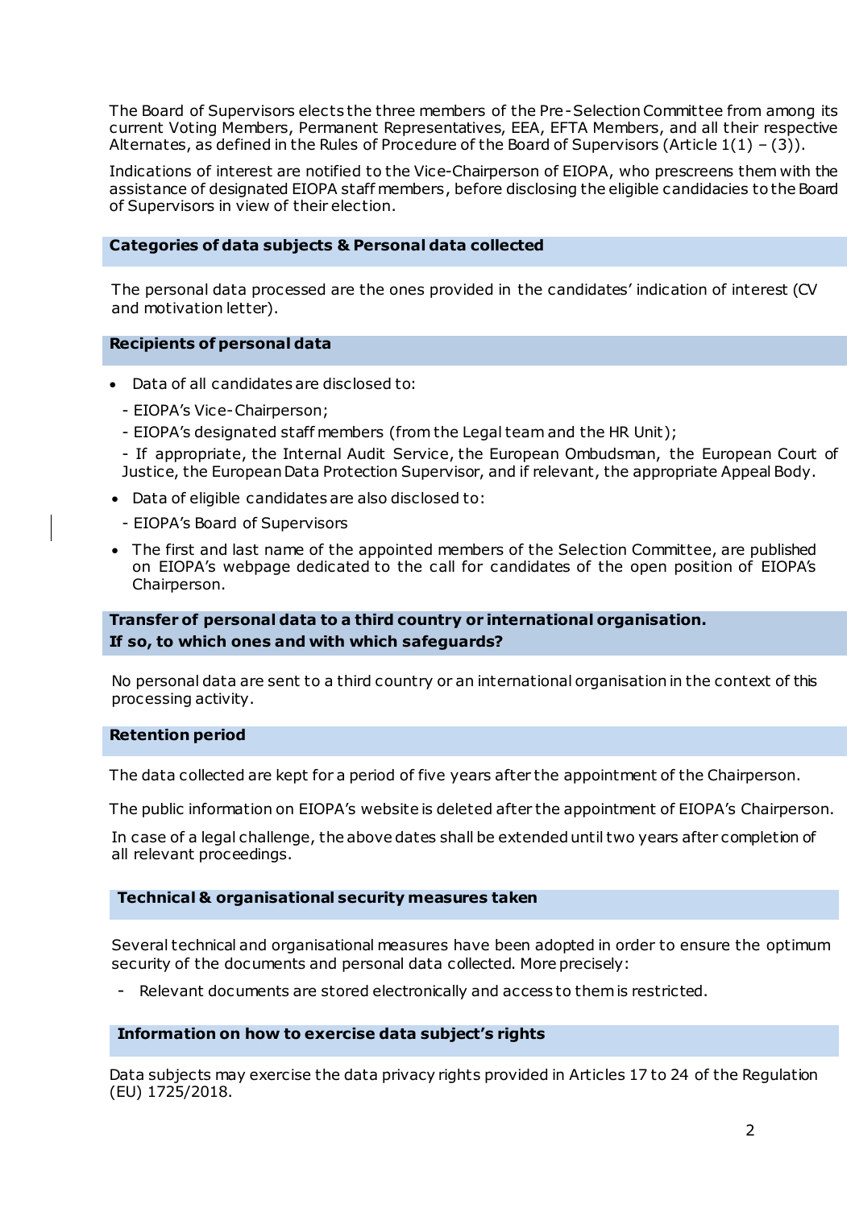The Board of Supervisors elects the three members of the Pre-Selection Committee from among its current Voting Members, Permanent Representatives, EEA, EFTA Members, and all their respective Alternates, as defined in the Rules of Procedure of the Board of Supervisors (Article 1(1) – (3)).

Indications of interest are notified to the Vice-Chairperson of EIOPA, who prescreens them with the assistance of designated EIOPA staff members, before disclosing the eligible candidacies to the Board of Supervisors in view of their election.

## Categories of data subjects & Personal data collected

The personal data processed are the ones provided in the candidates' indication of interest (CV and motivation letter).

## Recipients of personal data

- Data of all candidates are disclosed to:
  - EIOPA's Vice-Chairperson;
  - EIOPA's designated staff members (from the Legal team and the HR Unit);
  - If appropriate, the Internal Audit Service, the European Ombudsman, the European Court of Justice, the European Data Protection Supervisor, and if relevant, the appropriate Appeal Body.
- Data of eligible candidates are also disclosed to:
  - EIOPA's Board of Supervisors
- The first and last name of the appointed members of the Selection Committee, are published on EIOPA's webpage dedicated to the call for candidates of the open position of EIOPA's Chairperson.

## Transfer of personal data to a third country or international organisation. If so, to which ones and with which safeguards?

No personal data are sent to a third country or an international organisation in the context of this processing activity.

## Retention period

The data collected are kept for a period of five years after the appointment of the Chairperson.

The public information on EIOPA's website is deleted after the appointment of EIOPA's Chairperson.

In case of a legal challenge, the above dates shall be extended until two years after completion of all relevant proceedings.

## Technical & organisational security measures taken

Several technical and organisational measures have been adopted in order to ensure the optimum security of the documents and personal data collected. More precisely:

- Relevant documents are stored electronically and access to them is restricted.

## Information on how to exercise data subject's rights

Data subjects may exercise the data privacy rights provided in Articles 17 to 24 of the Regulation (EU) 1725/2018.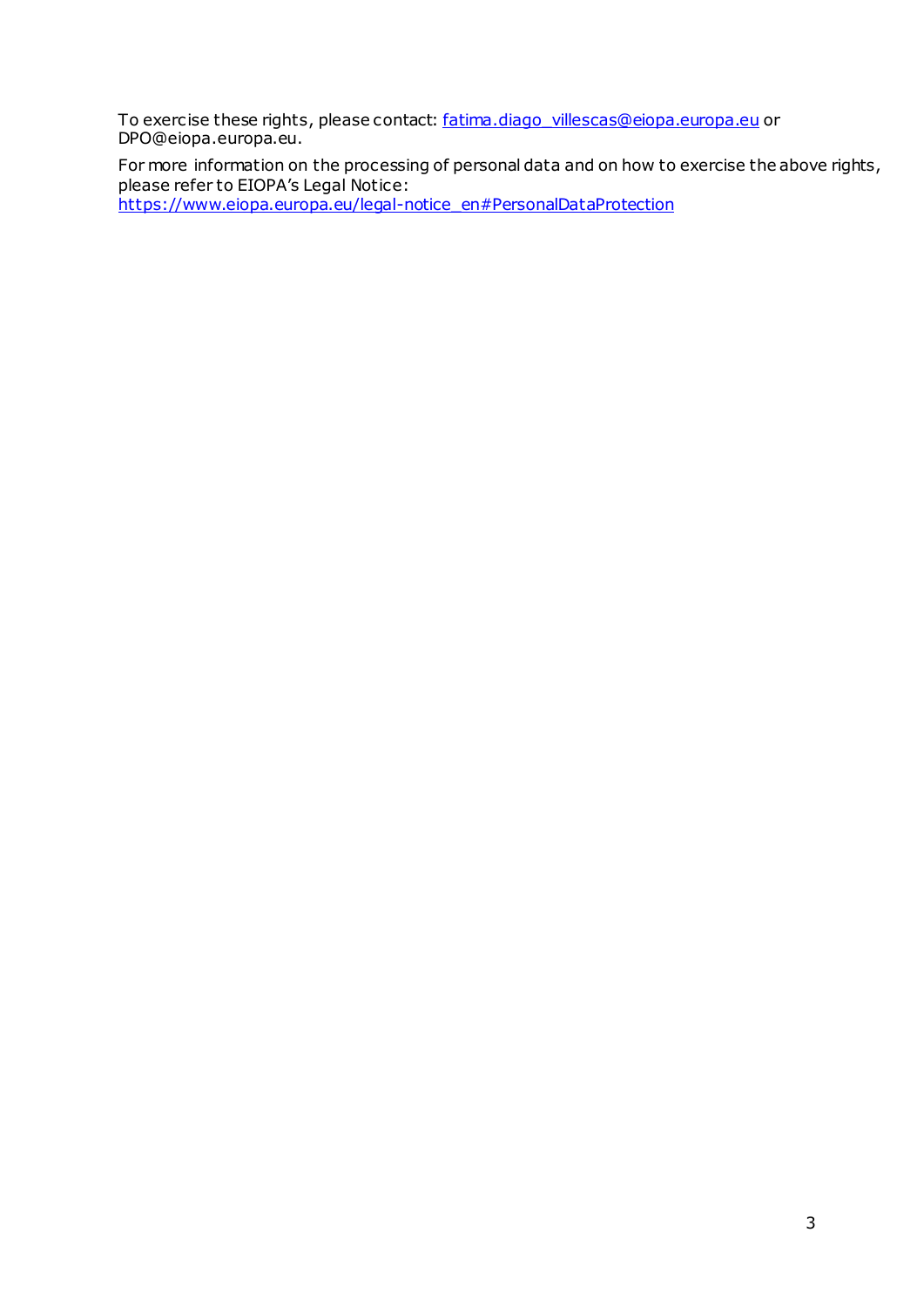To exercise these rights, please contact: fatima.diago_villescas@eiopa.europa.eu or DPO@eiopa.europa.eu.

For more information on the processing of personal data and on how to exercise the above rights, please refer to EIOPA's Legal Notice: https://www.eiopa.europa.eu/legal-notice_en#PersonalDataProtection